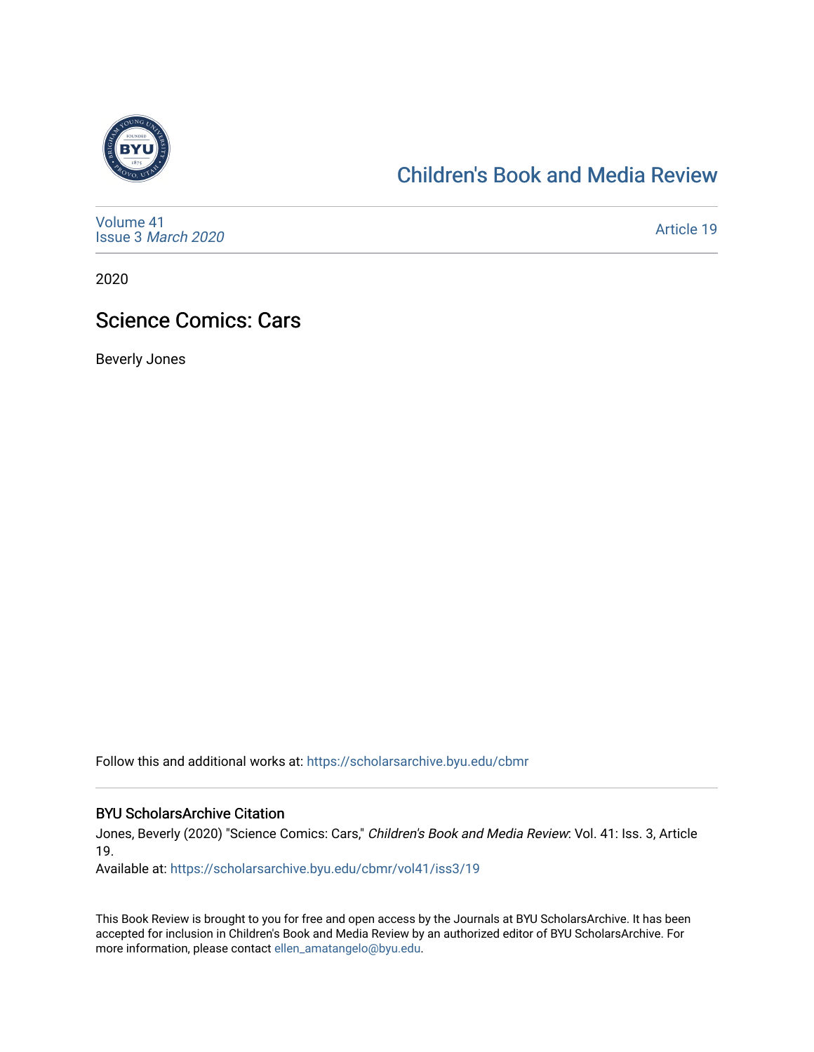# Children's Book and Media Review

Volume 41
Issue 3 *March 2020*

Article 19

2020

## Science Comics: Cars

Beverly Jones

Follow this and additional works at: https://scholarsarchive.byu.edu/cbmr

### BYU ScholarsArchive Citation

Jones, Beverly (2020) "Science Comics: Cars," *Children's Book and Media Review*: Vol. 41: Iss. 3, Article 19.
Available at: https://scholarsarchive.byu.edu/cbmr/vol41/iss3/19

This Book Review is brought to you for free and open access by the Journals at BYU ScholarsArchive. It has been accepted for inclusion in Children's Book and Media Review by an authorized editor of BYU ScholarsArchive. For more information, please contact ellen_amatangelo@byu.edu.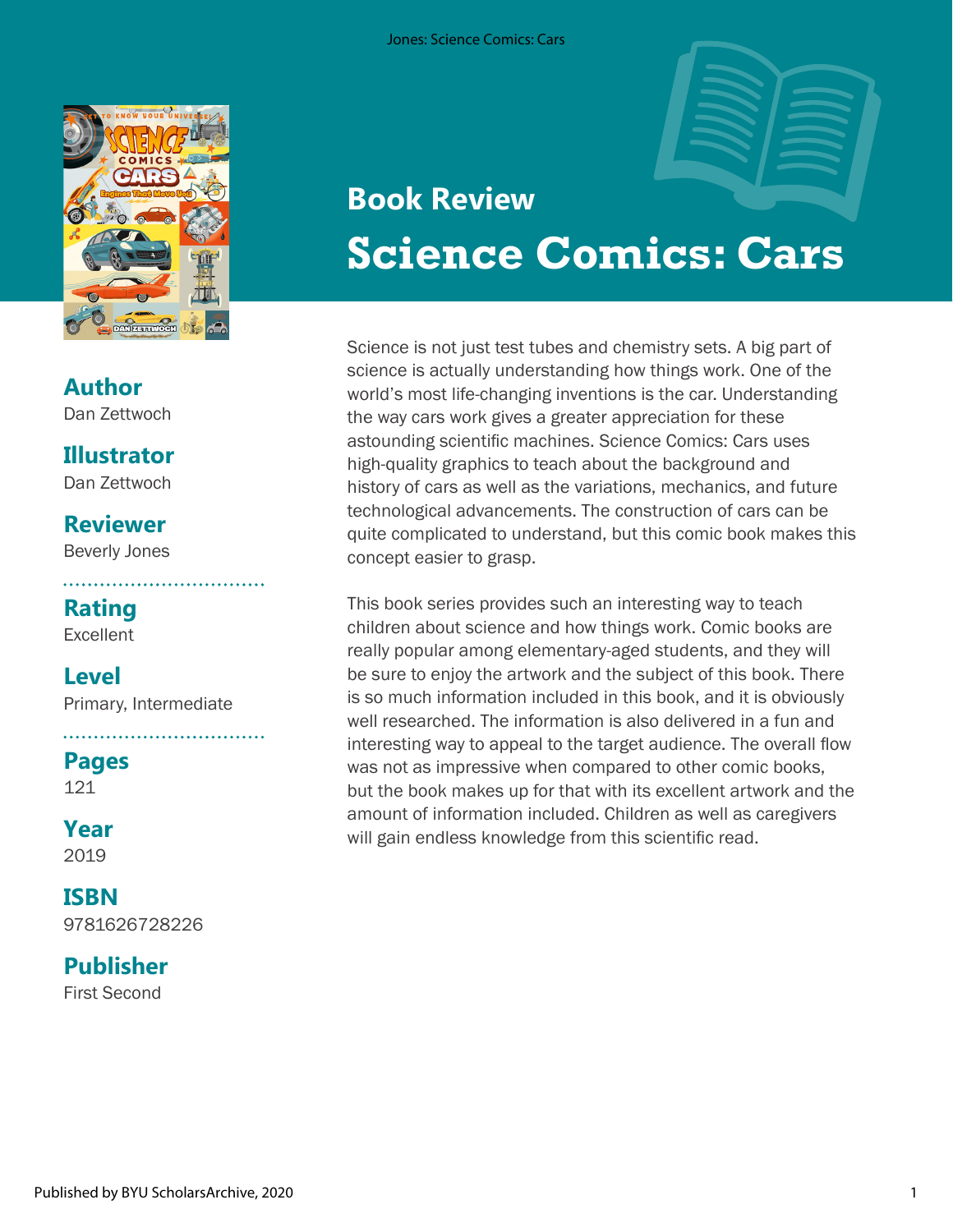## Book Review

# Science Comics: Cars

**Author**
Dan Zettwoch

**Illustrator**
Dan Zettwoch

**Reviewer**
Beverly Jones

**Rating**
Excellent

**Level**
Primary, Intermediate

**Pages**
121

**Year**
2019

**ISBN**
9781626728226

**Publisher**
First Second

Science is not just test tubes and chemistry sets. A big part of science is actually understanding how things work. One of the world's most life-changing inventions is the car. Understanding the way cars work gives a greater appreciation for these astounding scientific machines. Science Comics: Cars uses high-quality graphics to teach about the background and history of cars as well as the variations, mechanics, and future technological advancements. The construction of cars can be quite complicated to understand, but this comic book makes this concept easier to grasp.

This book series provides such an interesting way to teach children about science and how things work. Comic books are really popular among elementary-aged students, and they will be sure to enjoy the artwork and the subject of this book. There is so much information included in this book, and it is obviously well researched. The information is also delivered in a fun and interesting way to appeal to the target audience. The overall flow was not as impressive when compared to other comic books, but the book makes up for that with its excellent artwork and the amount of information included. Children as well as caregivers will gain endless knowledge from this scientific read.